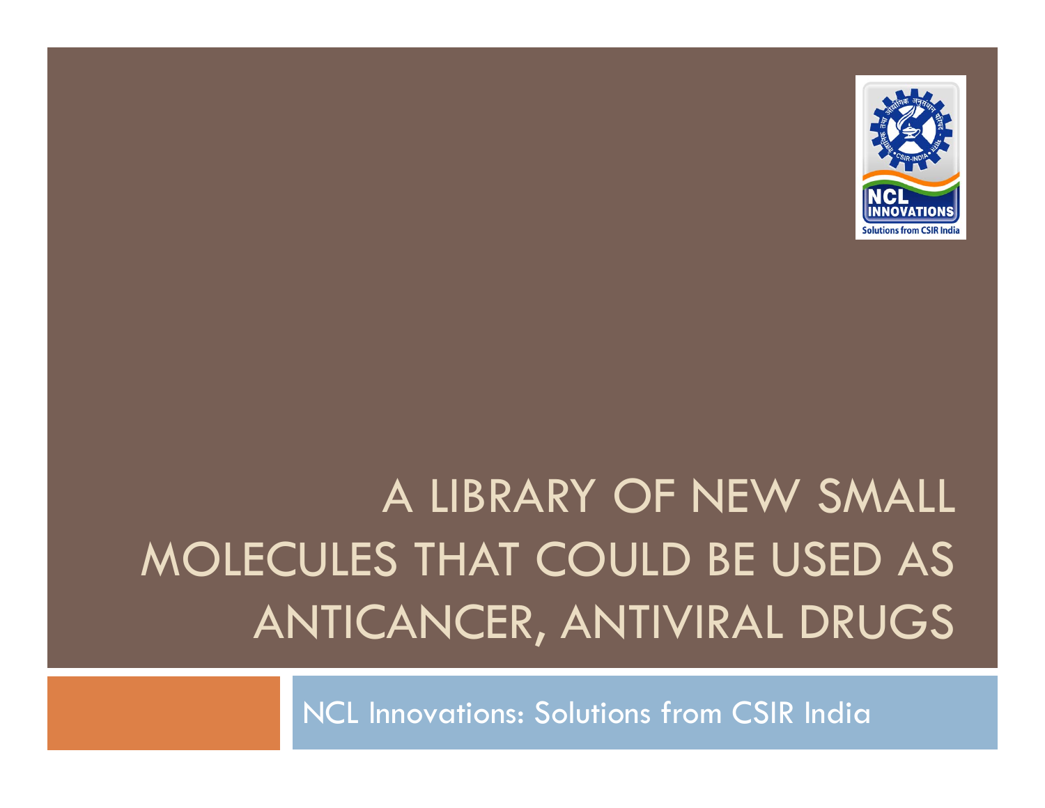# A LIBRARY OF NEW SMALL MOLECULES THAT COULD BE USED AS ANTICANCER, ANTIVIRAL DRUGS

NCL Innovations: Solutions from CSIR India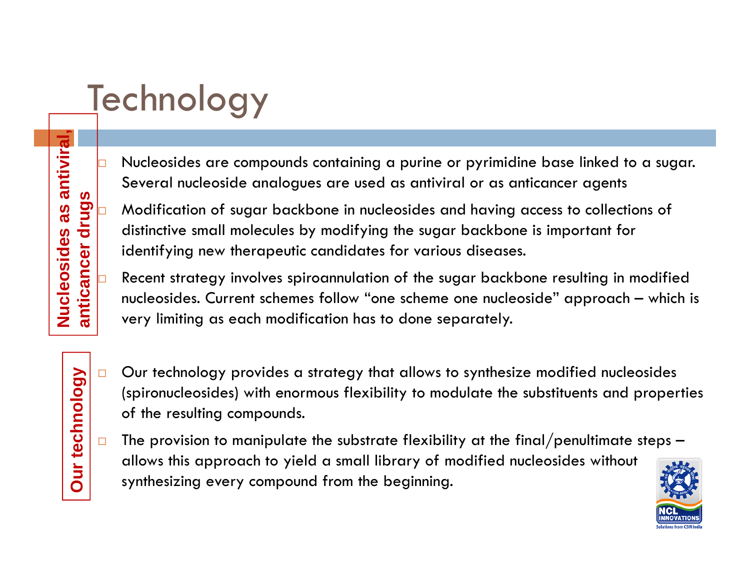# Technology

**Nucleosides as antiviral, anticancer drugs**

- Nucleosides are compounds containing a purine or pyrimidine base linked to a sugar. Several nucleoside analogues are used as antiviral or as anticancer agents
- Modification of sugar backbone in nucleosides and having access to collections of distinctive small molecules by modifying the sugar backbone is important for identifying new therapeutic candidates for various diseases.
- Recent strategy involves spiroannulation of the sugar backbone resulting in modified nucleosides. Current schemes follow "one scheme one nucleoside" approach – which is very limiting as each modification has to done separately.

**Our technology**

- Our technology provides a strategy that allows to synthesize modified nucleosides (spironucleosides) with enormous flexibility to modulate the substituents and properties of the resulting compounds.
- The provision to manipulate the substrate flexibility at the final/penultimate steps – allows this approach to yield a small library of modified nucleosides without synthesizing every compound from the beginning.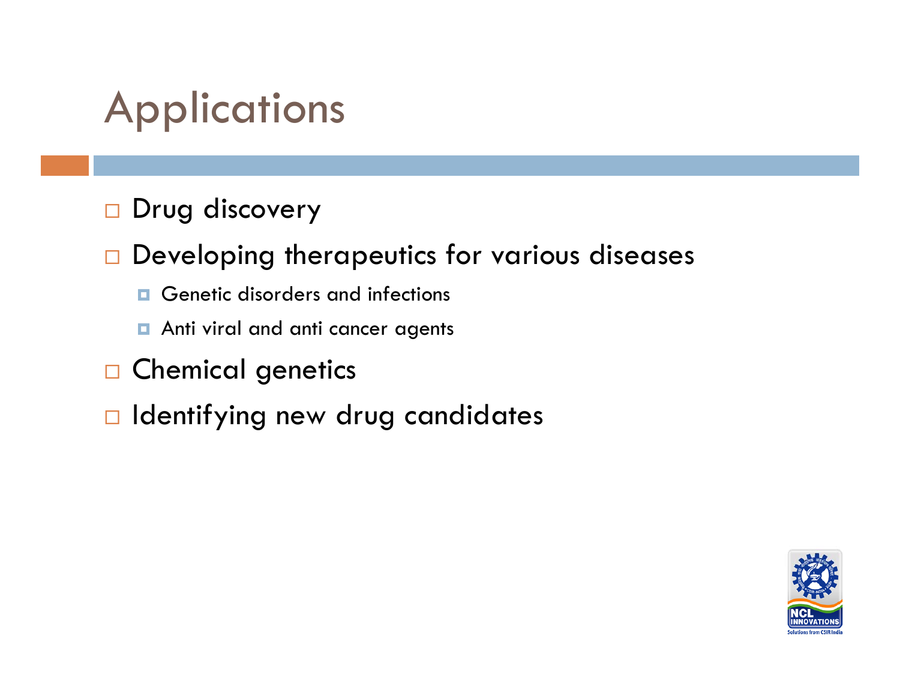# Applications

- Drug discovery
- Developing therapeutics for various diseases
  - Genetic disorders and infections
  - Anti viral and anti cancer agents
- Chemical genetics
- Identifying new drug candidates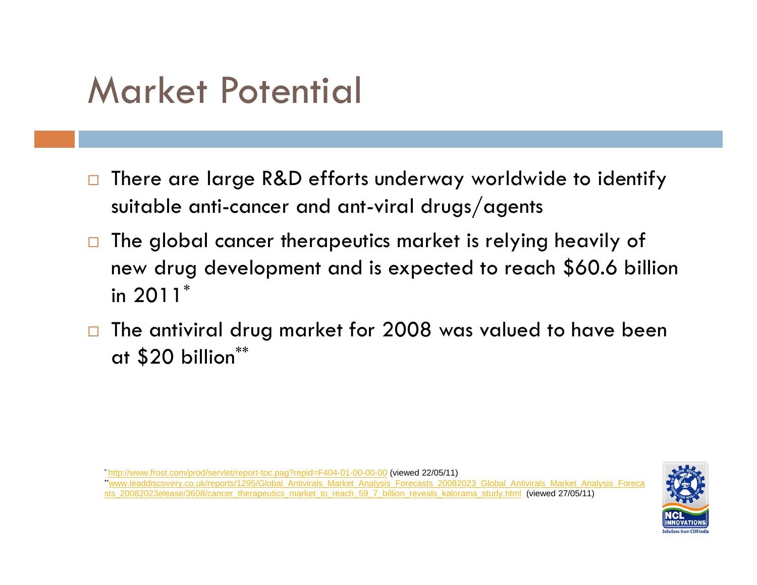# Market Potential

- There are large R&D efforts underway worldwide to identify suitable anti-cancer and ant-viral drugs/agents
- The global cancer therapeutics market is relying heavily of new drug development and is expected to reach $60.6 billion in 2011*
- The antiviral drug market for 2008 was valued to have been at $20 billion**

* http://www.frost.com/prod/servlet/report-toc.pag?repid=F404-01-00-00-00 (viewed 22/05/11)
** www.leaddiscovery.co.uk/reports/1295/Global_Antivirals_Market_Analysis_Forecasts_20082023_Global_Antivirals_Market_Analysis_Forecasts_20082023elease/3608/cancer_therapeutics_market_to_reach_59_7_billion_reveals_kalorama_study.html (viewed 27/05/11)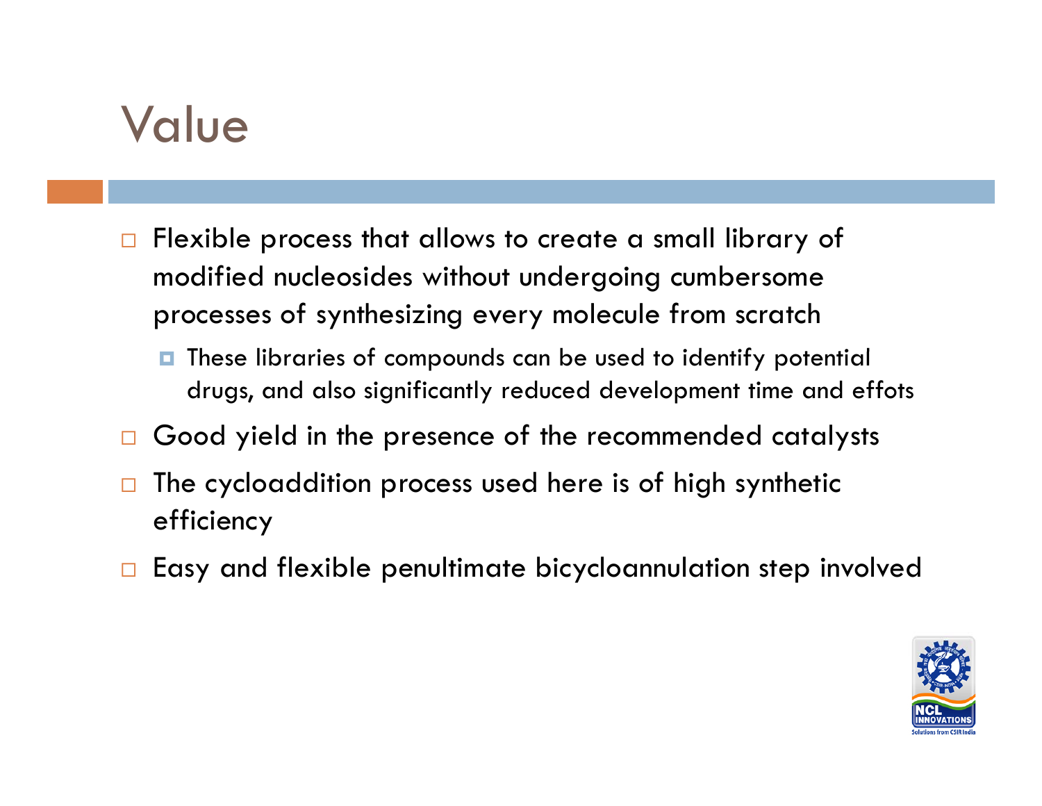# Value

- Flexible process that allows to create a small library of modified nucleosides without undergoing cumbersome processes of synthesizing every molecule from scratch
  - These libraries of compounds can be used to identify potential drugs, and also significantly reduced development time and effots
- Good yield in the presence of the recommended catalysts
- The cycloaddition process used here is of high synthetic efficiency
- Easy and flexible penultimate bicycloannulation step involved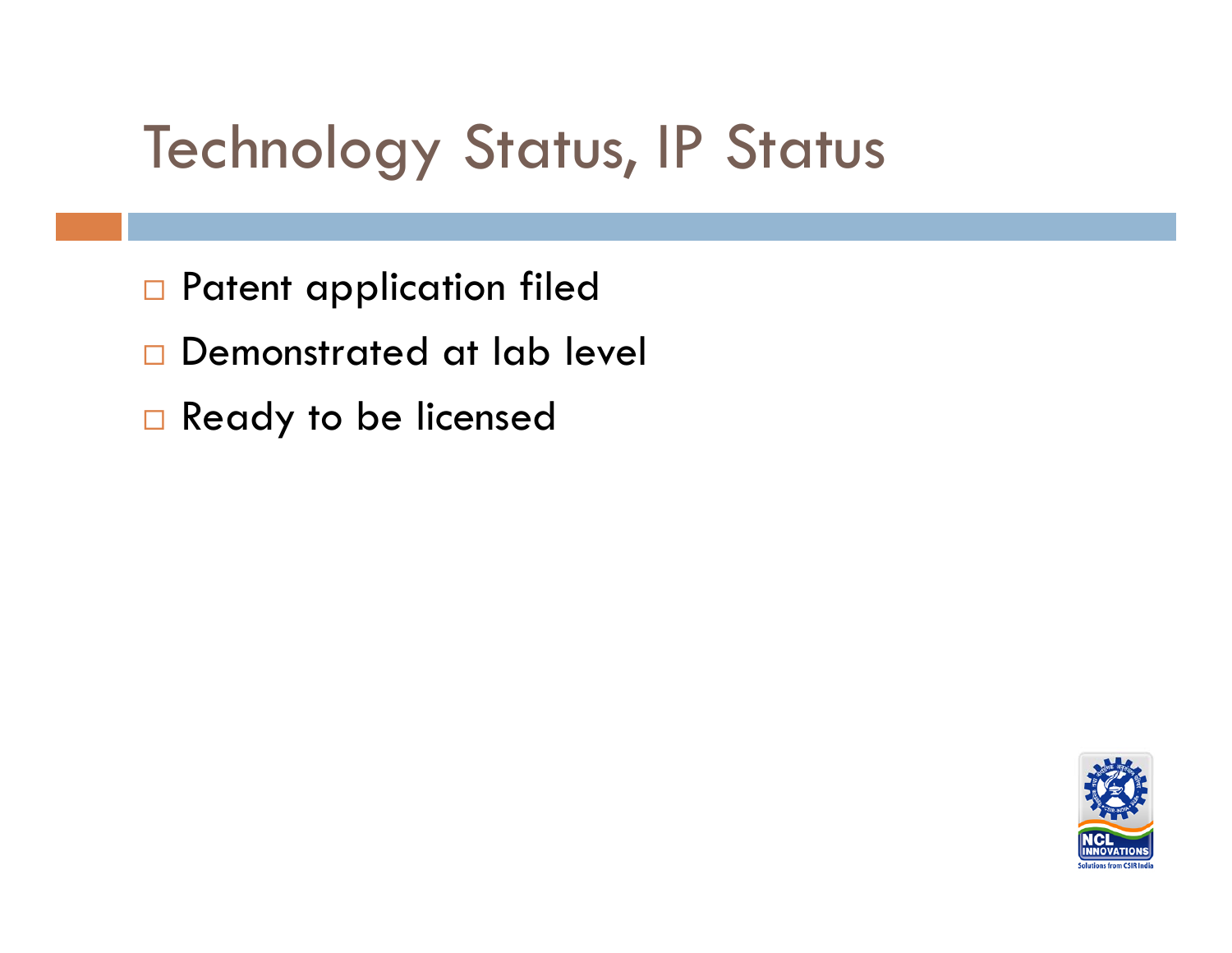# Technology Status, IP Status

- Patent application filed
- Demonstrated at lab level
- Ready to be licensed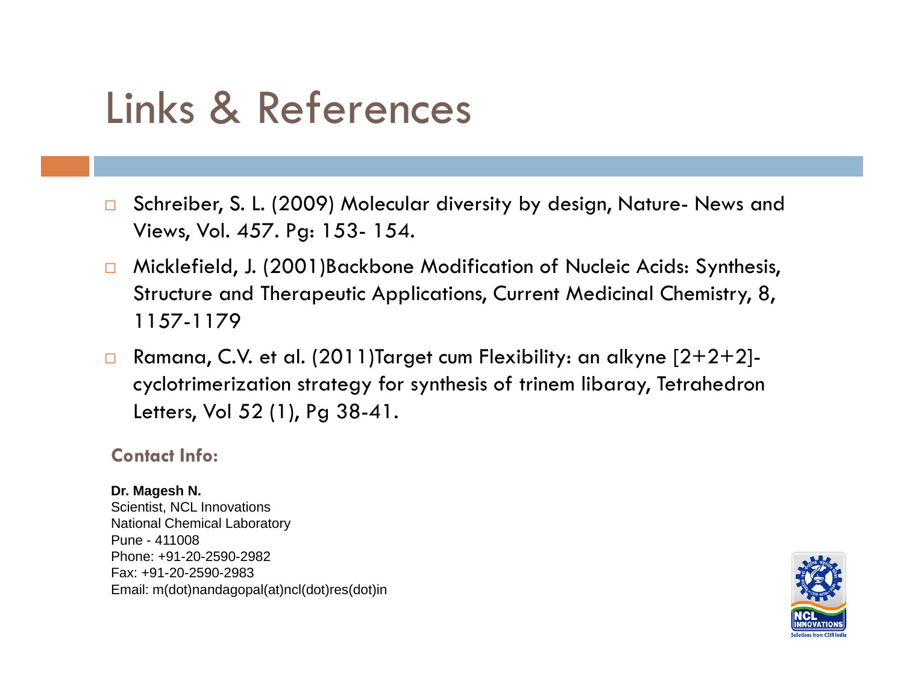# Links & References

- Schreiber, S. L. (2009) Molecular diversity by design, Nature- News and Views, Vol. 457. Pg: 153- 154.
- Micklefield, J. (2001)Backbone Modification of Nucleic Acids: Synthesis, Structure and Therapeutic Applications, Current Medicinal Chemistry, 8, 1157-1179
- Ramana, C.V. et al. (2011)Target cum Flexibility: an alkyne [2+2+2]-cyclotrimerization strategy for synthesis of trinem libaray, Tetrahedron Letters, Vol 52 (1), Pg 38-41.

**Contact Info:**

**Dr. Magesh N.**
Scientist, NCL Innovations
National Chemical Laboratory
Pune - 411008
Phone: +91-20-2590-2982
Fax: +91-20-2590-2983
Email: m(dot)nandagopal(at)ncl(dot)res(dot)in

NCL INNOVATIONS
Solutions from CSIR India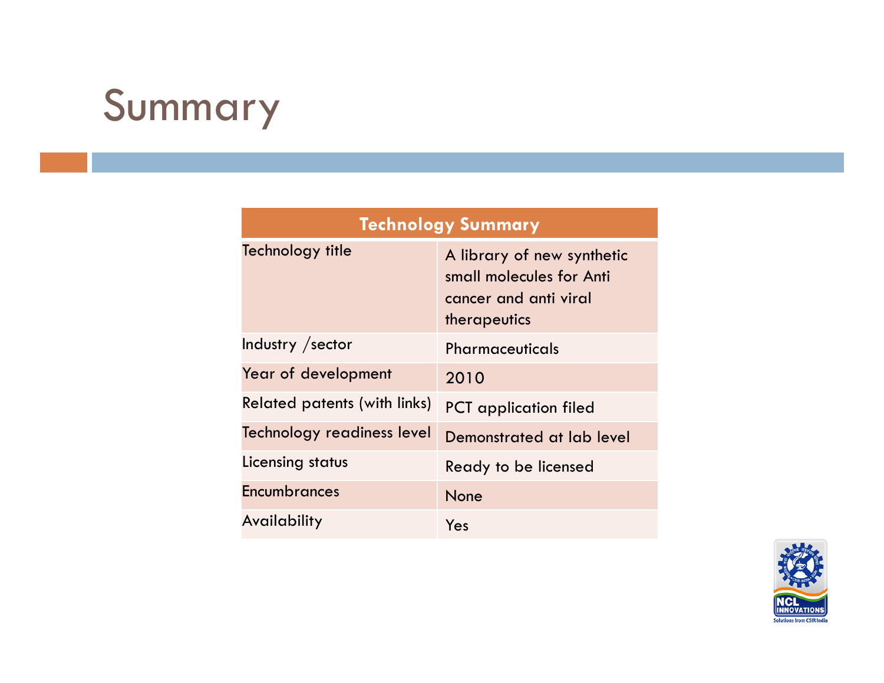# Summary

| Technology Summary | |
|---|---|
| Technology title | A library of new synthetic small molecules for Anti cancer and anti viral therapeutics |
| Industry /sector | Pharmaceuticals |
| Year of development | 2010 |
| Related patents (with links) | PCT application filed |
| Technology readiness level | Demonstrated at lab level |
| Licensing status | Ready to be licensed |
| Encumbrances | None |
| Availability | Yes |